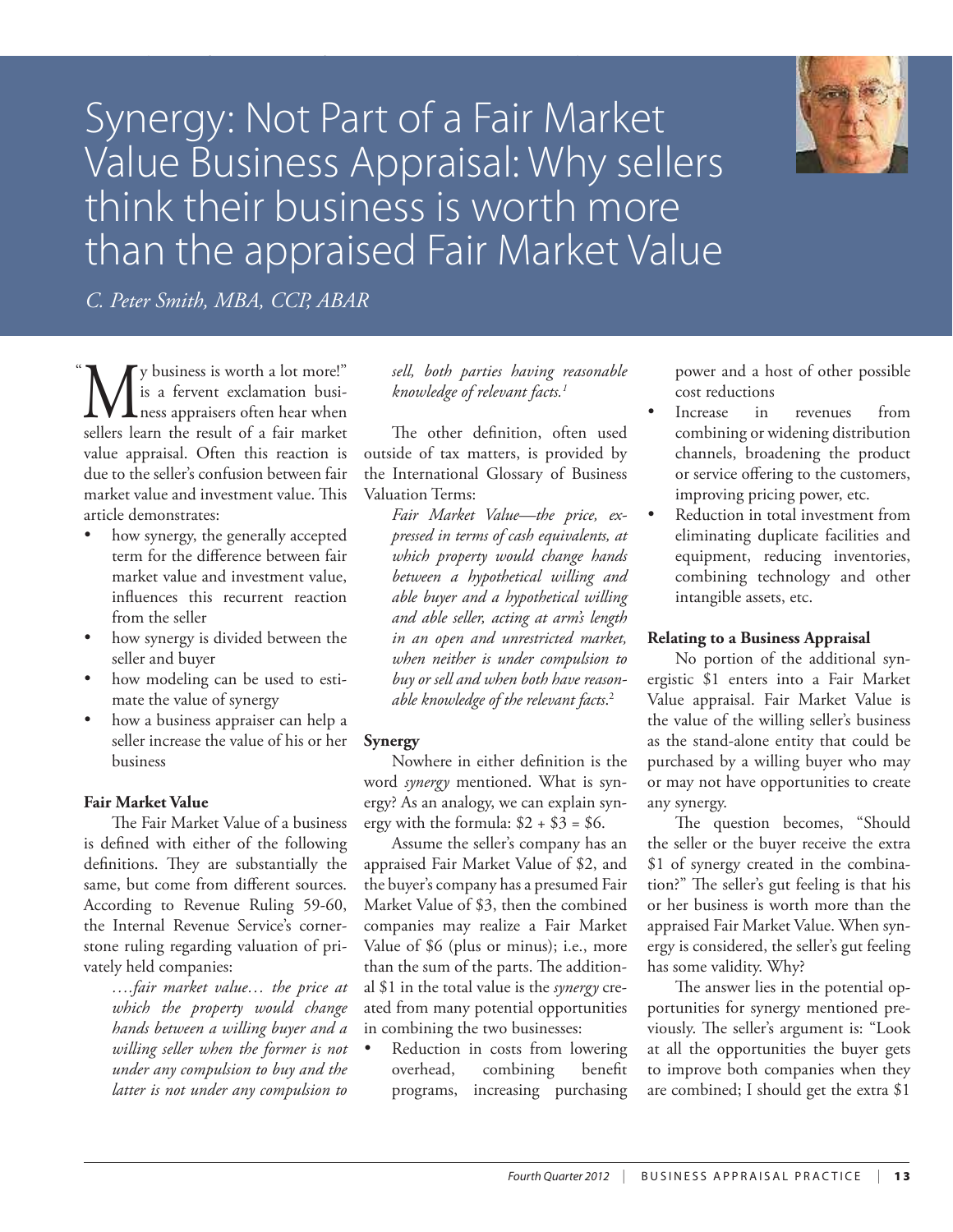# Synergy: Not Part of a Fair Market Value Business Appraisal: Why sellers think their business is worth more than the appraised Fair Market Value

*C. Peter Smith, MBA, CCP, ABAR*

"My business is worth a lot more!" is a fervent exclamation business appraisers often hear when sellers learn the result of a fair market value appraisal. Often this reaction is due to the seller's confusion between fair market value and investment value. This article demonstrates:

- how synergy, the generally accepted term for the difference between fair market value and investment value, influences this recurrent reaction from the seller
- how synergy is divided between the seller and buyer
- how modeling can be used to estimate the value of synergy
- how a business appraiser can help a seller increase the value of his or her business

### Fair Market Value

The Fair Market Value of a business is defined with either of the following definitions. They are substantially the same, but come from different sources. According to Revenue Ruling 59-60, the Internal Revenue Service's cornerstone ruling regarding valuation of privately held companies:

> *….fair market value… the price at which the property would change hands between a willing buyer and a willing seller when the former is not under any compulsion to buy and the latter is not under any compulsion to sell, both parties having reasonable knowledge of relevant facts.*[1]

The other definition, often used outside of tax matters, is provided by the International Glossary of Business Valuation Terms:

> *Fair Market Value—the price, expressed in terms of cash equivalents, at which property would change hands between a hypothetical willing and able buyer and a hypothetical willing and able seller, acting at arm's length in an open and unrestricted market, when neither is under compulsion to buy or sell and when both have reasonable knowledge of the relevant facts.*[2]

### Synergy

Nowhere in either definition is the word *synergy* mentioned. What is synergy? As an analogy, we can explain synergy with the formula: $2 + $3 = $6.

Assume the seller's company has an appraised Fair Market Value of $2, and the buyer's company has a presumed Fair Market Value of $3, then the combined companies may realize a Fair Market Value of $6 (plus or minus); i.e., more than the sum of the parts. The additional $1 in the total value is the *synergy* created from many potential opportunities in combining the two businesses:

- Reduction in costs from lowering overhead, combining benefit programs, increasing purchasing power and a host of other possible cost reductions
- Increase in revenues from combining or widening distribution channels, broadening the product or service offering to the customers, improving pricing power, etc.
- Reduction in total investment from eliminating duplicate facilities and equipment, reducing inventories, combining technology and other intangible assets, etc.

### Relating to a Business Appraisal

No portion of the additional synergistic $1 enters into a Fair Market Value appraisal. Fair Market Value is the value of the willing seller's business as the stand-alone entity that could be purchased by a willing buyer who may or may not have opportunities to create any synergy.

The question becomes, "Should the seller or the buyer receive the extra $1 of synergy created in the combination?" The seller's gut feeling is that his or her business is worth more than the appraised Fair Market Value. When synergy is considered, the seller's gut feeling has some validity. Why?

The answer lies in the potential opportunities for synergy mentioned previously. The seller's argument is: "Look at all the opportunities the buyer gets to improve both companies when they are combined; I should get the extra $1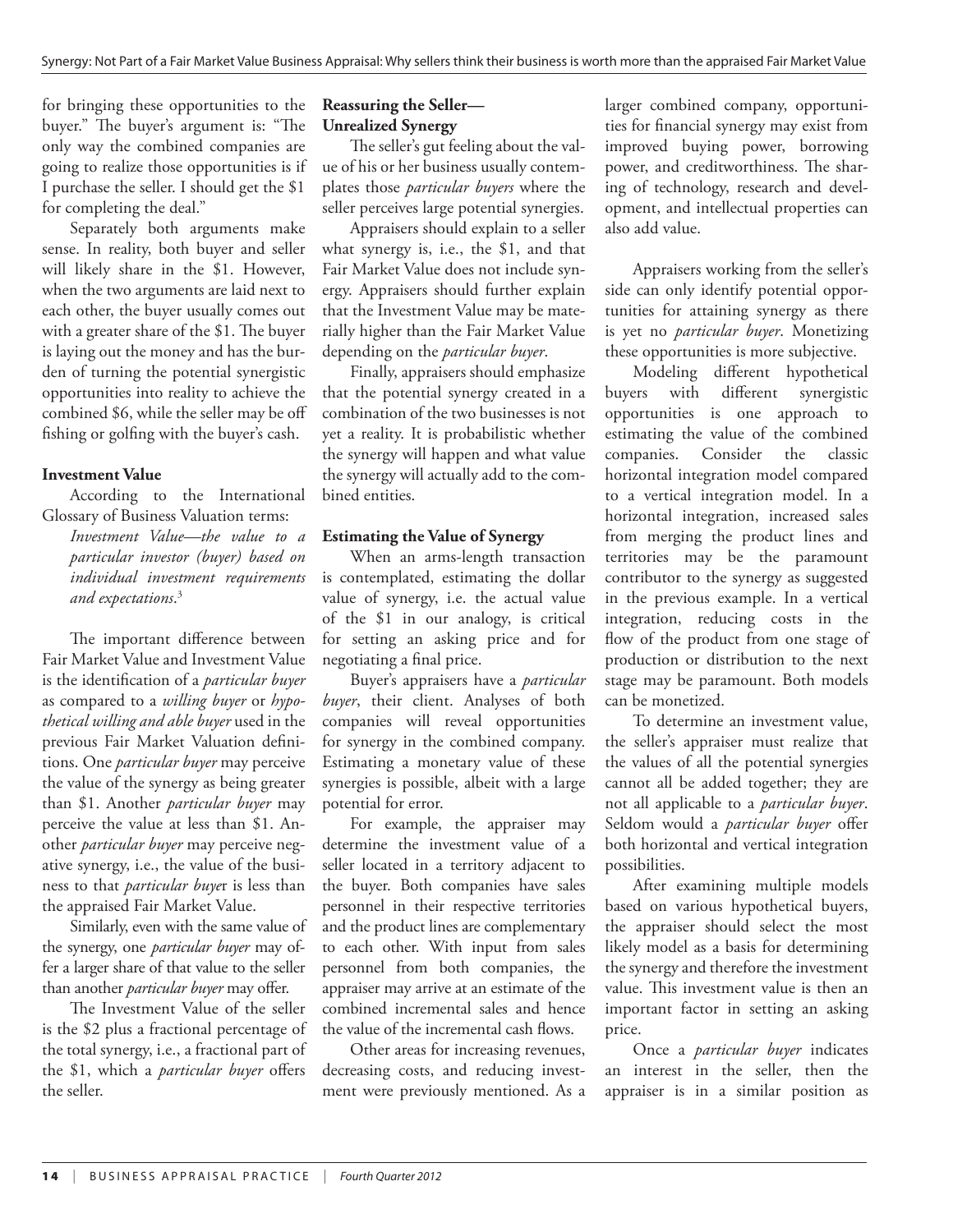for bringing these opportunities to the buyer." The buyer's argument is: "The only way the combined companies are going to realize those opportunities is if I purchase the seller. I should get the $1 for completing the deal."

Separately both arguments make sense. In reality, both buyer and seller will likely share in the $1. However, when the two arguments are laid next to each other, the buyer usually comes out with a greater share of the $1. The buyer is laying out the money and has the burden of turning the potential synergistic opportunities into reality to achieve the combined $6, while the seller may be off fishing or golfing with the buyer's cash.

**Investment Value**

According to the International Glossary of Business Valuation terms:

> *Investment Value—the value to a particular investor (buyer) based on individual investment requirements and expectations*.[3]

The important difference between Fair Market Value and Investment Value is the identification of a *particular buyer* as compared to a *willing buyer* or *hypothetical willing and able buyer* used in the previous Fair Market Valuation definitions. One *particular buyer* may perceive the value of the synergy as being greater than $1. Another *particular buyer* may perceive the value at less than $1. Another *particular buyer* may perceive negative synergy, i.e., the value of the business to that *particular buyer* is less than the appraised Fair Market Value.

Similarly, even with the same value of the synergy, one *particular buyer* may offer a larger share of that value to the seller than another *particular buyer* may offer.

The Investment Value of the seller is the $2 plus a fractional percentage of the total synergy, i.e., a fractional part of the $1, which a *particular buyer* offers the seller.

**Reassuring the Seller—Unrealized Synergy**

The seller's gut feeling about the value of his or her business usually contemplates those *particular buyers* where the seller perceives large potential synergies.

Appraisers should explain to a seller what synergy is, i.e., the $1, and that Fair Market Value does not include synergy. Appraisers should further explain that the Investment Value may be materially higher than the Fair Market Value depending on the *particular buyer*.

Finally, appraisers should emphasize that the potential synergy created in a combination of the two businesses is not yet a reality. It is probabilistic whether the synergy will happen and what value the synergy will actually add to the combined entities.

**Estimating the Value of Synergy**

When an arms-length transaction is contemplated, estimating the dollar value of synergy, i.e. the actual value of the $1 in our analogy, is critical for setting an asking price and for negotiating a final price.

Buyer's appraisers have a *particular buyer*, their client. Analyses of both companies will reveal opportunities for synergy in the combined company. Estimating a monetary value of these synergies is possible, albeit with a large potential for error.

For example, the appraiser may determine the investment value of a seller located in a territory adjacent to the buyer. Both companies have sales personnel in their respective territories and the product lines are complementary to each other. With input from sales personnel from both companies, the appraiser may arrive at an estimate of the combined incremental sales and hence the value of the incremental cash flows.

Other areas for increasing revenues, decreasing costs, and reducing investment were previously mentioned. As a larger combined company, opportunities for financial synergy may exist from improved buying power, borrowing power, and creditworthiness. The sharing of technology, research and development, and intellectual properties can also add value.

Appraisers working from the seller's side can only identify potential opportunities for attaining synergy as there is yet no *particular buyer*. Monetizing these opportunities is more subjective.

Modeling different hypothetical buyers with different synergistic opportunities is one approach to estimating the value of the combined companies. Consider the classic horizontal integration model compared to a vertical integration model. In a horizontal integration, increased sales from merging the product lines and territories may be the paramount contributor to the synergy as suggested in the previous example. In a vertical integration, reducing costs in the flow of the product from one stage of production or distribution to the next stage may be paramount. Both models can be monetized.

To determine an investment value, the seller's appraiser must realize that the values of all the potential synergies cannot all be added together; they are not all applicable to a *particular buyer*. Seldom would a *particular buyer* offer both horizontal and vertical integration possibilities.

After examining multiple models based on various hypothetical buyers, the appraiser should select the most likely model as a basis for determining the synergy and therefore the investment value. This investment value is then an important factor in setting an asking price.

Once a *particular buyer* indicates an interest in the seller, then the appraiser is in a similar position as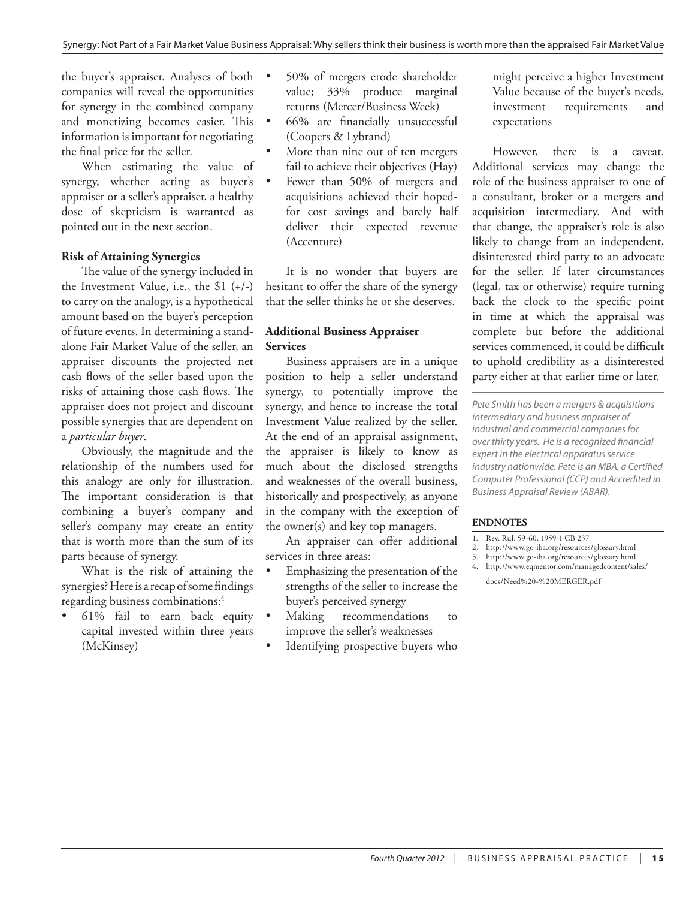the buyer's appraiser. Analyses of both companies will reveal the opportunities for synergy in the combined company and monetizing becomes easier. This information is important for negotiating the final price for the seller.

When estimating the value of synergy, whether acting as buyer's appraiser or a seller's appraiser, a healthy dose of skepticism is warranted as pointed out in the next section.

**Risk of Attaining Synergies**

The value of the synergy included in the Investment Value, i.e., the $1 (+/-) to carry on the analogy, is a hypothetical amount based on the buyer's perception of future events. In determining a stand-alone Fair Market Value of the seller, an appraiser discounts the projected net cash flows of the seller based upon the risks of attaining those cash flows. The appraiser does not project and discount possible synergies that are dependent on a *particular buyer*.

Obviously, the magnitude and the relationship of the numbers used for this analogy are only for illustration. The important consideration is that combining a buyer's company and seller's company may create an entity that is worth more than the sum of its parts because of synergy.

What is the risk of attaining the synergies? Here is a recap of some findings regarding business combinations:[4]

- 61% fail to earn back equity capital invested within three years (McKinsey)
- 50% of mergers erode shareholder value; 33% produce marginal returns (Mercer/Business Week)
- 66% are financially unsuccessful (Coopers & Lybrand)
- More than nine out of ten mergers fail to achieve their objectives (Hay)
- Fewer than 50% of mergers and acquisitions achieved their hoped-for cost savings and barely half deliver their expected revenue (Accenture)

It is no wonder that buyers are hesitant to offer the share of the synergy that the seller thinks he or she deserves.

**Additional Business Appraiser Services**

Business appraisers are in a unique position to help a seller understand synergy, to potentially improve the synergy, and hence to increase the total Investment Value realized by the seller. At the end of an appraisal assignment, the appraiser is likely to know as much about the disclosed strengths and weaknesses of the overall business, historically and prospectively, as anyone in the company with the exception of the owner(s) and key top managers.

An appraiser can offer additional services in three areas:

- Emphasizing the presentation of the strengths of the seller to increase the buyer's perceived synergy
- Making recommendations to improve the seller's weaknesses
- Identifying prospective buyers who might perceive a higher Investment Value because of the buyer's needs, investment requirements and expectations

However, there is a caveat. Additional services may change the role of the business appraiser to one of a consultant, broker or a mergers and acquisition intermediary. And with that change, the appraiser's role is also likely to change from an independent, disinterested third party to an advocate for the seller. If later circumstances (legal, tax or otherwise) require turning back the clock to the specific point in time at which the appraisal was complete but before the additional services commenced, it could be difficult to uphold credibility as a disinterested party either at that earlier time or later.

*Pete Smith has been a mergers & acquisitions intermediary and business appraiser of industrial and commercial companies for over thirty years. He is a recognized financial expert in the electrical apparatus service industry nationwide. Pete is an MBA, a Certified Computer Professional (CCP) and Accredited in Business Appraisal Review (ABAR).*

**ENDNOTES**

1. Rev. Rul. 59-60, 1959-1 CB 237
2. http://www.go-iba.org/resources/glossary.html
3. http://www.go-iba.org/resources/glossary.html
4. http://www.eqmentor.com/managedcontent/sales/docs/Need%20-%20MERGER.pdf